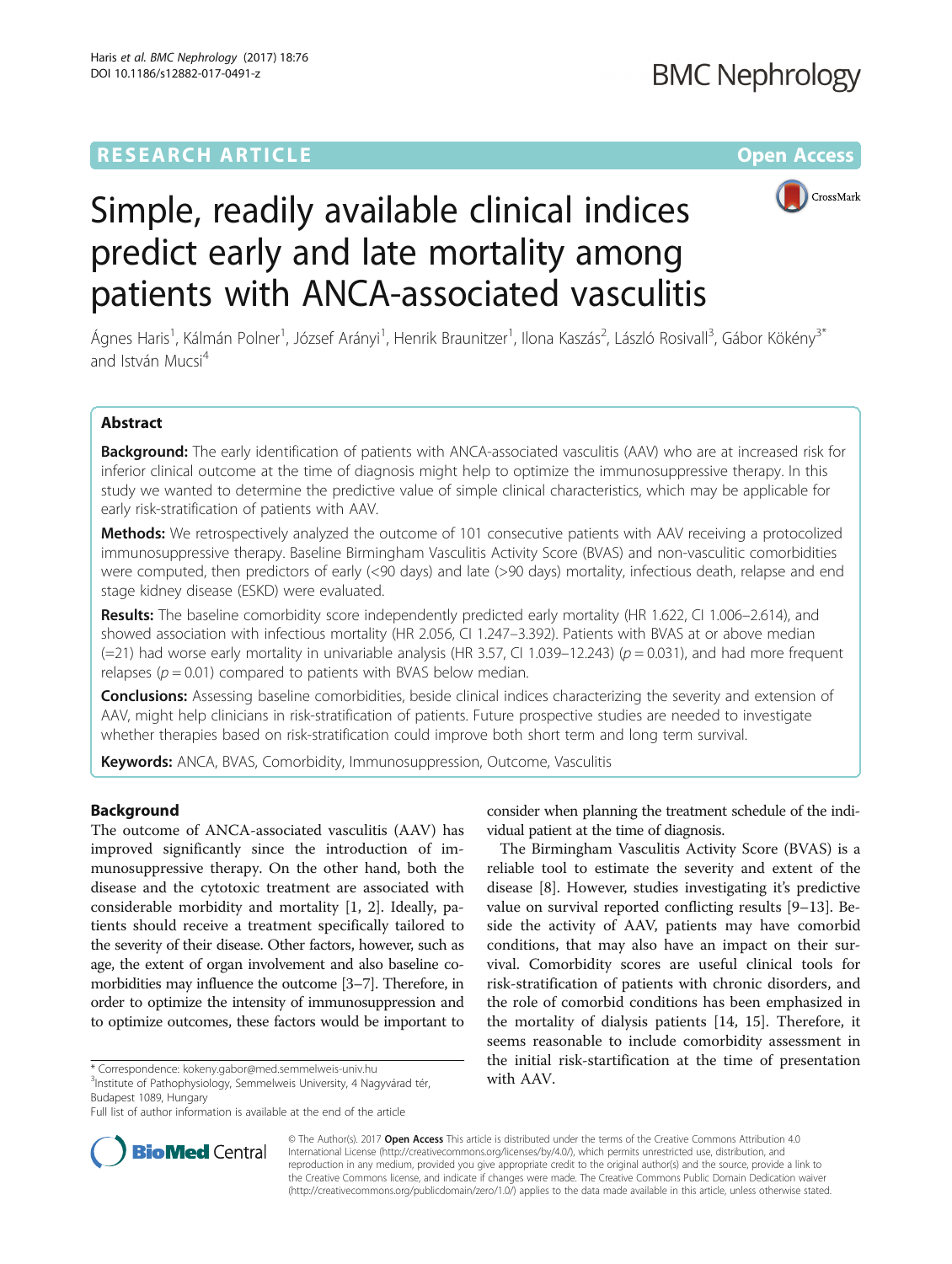RESEARCH ARTICLE

Open Access

# Simple, readily available clinical indices predict early and late mortality among patients with ANCA-associated vasculitis

Ágnes Haris[1], Kálmán Polner[1], József Arányi[1], Henrik Braunitzer[1], Ilona Kaszás[2], László Rosivall[3], Gábor Kökény[3*] and István Mucsi[4]

## Abstract

**Background:** The early identification of patients with ANCA-associated vasculitis (AAV) who are at increased risk for inferior clinical outcome at the time of diagnosis might help to optimize the immunosuppressive therapy. In this study we wanted to determine the predictive value of simple clinical characteristics, which may be applicable for early risk-stratification of patients with AAV.

**Methods:** We retrospectively analyzed the outcome of 101 consecutive patients with AAV receiving a protocolized immunosuppressive therapy. Baseline Birmingham Vasculitis Activity Score (BVAS) and non-vasculitic comorbidities were computed, then predictors of early (<90 days) and late (>90 days) mortality, infectious death, relapse and end stage kidney disease (ESKD) were evaluated.

**Results:** The baseline comorbidity score independently predicted early mortality (HR 1.622, CI 1.006–2.614), and showed association with infectious mortality (HR 2.056, CI 1.247–3.392). Patients with BVAS at or above median (=21) had worse early mortality in univariable analysis (HR 3.57, CI 1.039–12.243) ($p = 0.031$), and had more frequent relapses ($p = 0.01$) compared to patients with BVAS below median.

**Conclusions:** Assessing baseline comorbidities, beside clinical indices characterizing the severity and extension of AAV, might help clinicians in risk-stratification of patients. Future prospective studies are needed to investigate whether therapies based on risk-stratification could improve both short term and long term survival.

**Keywords:** ANCA, BVAS, Comorbidity, Immunosuppression, Outcome, Vasculitis

## Background

The outcome of ANCA-associated vasculitis (AAV) has improved significantly since the introduction of immunosuppressive therapy. On the other hand, both the disease and the cytotoxic treatment are associated with considerable morbidity and mortality [1, 2]. Ideally, patients should receive a treatment specifically tailored to the severity of their disease. Other factors, however, such as age, the extent of organ involvement and also baseline comorbidities may influence the outcome [3–7]. Therefore, in order to optimize the intensity of immunosuppression and to optimize outcomes, these factors would be important to consider when planning the treatment schedule of the individual patient at the time of diagnosis.

The Birmingham Vasculitis Activity Score (BVAS) is a reliable tool to estimate the severity and extent of the disease [8]. However, studies investigating it's predictive value on survival reported conflicting results [9–13]. Beside the activity of AAV, patients may have comorbid conditions, that may also have an impact on their survival. Comorbidity scores are useful clinical tools for risk-stratification of patients with chronic disorders, and the role of comorbid conditions has been emphasized in the mortality of dialysis patients [14, 15]. Therefore, it seems reasonable to include comorbidity assessment in the initial risk-stratification at the time of presentation with AAV.

* Correspondence: kokeny.gabor@med.semmelweis-univ.hu
[3]Institute of Pathophysiology, Semmelweis University, 4 Nagyvárad tér, Budapest 1089, Hungary
Full list of author information is available at the end of the article

© The Author(s). 2017 **Open Access** This article is distributed under the terms of the Creative Commons Attribution 4.0 International License (http://creativecommons.org/licenses/by/4.0/), which permits unrestricted use, distribution, and reproduction in any medium, provided you give appropriate credit to the original author(s) and the source, provide a link to the Creative Commons license, and indicate if changes were made. The Creative Commons Public Domain Dedication waiver (http://creativecommons.org/publicdomain/zero/1.0/) applies to the data made available in this article, unless otherwise stated.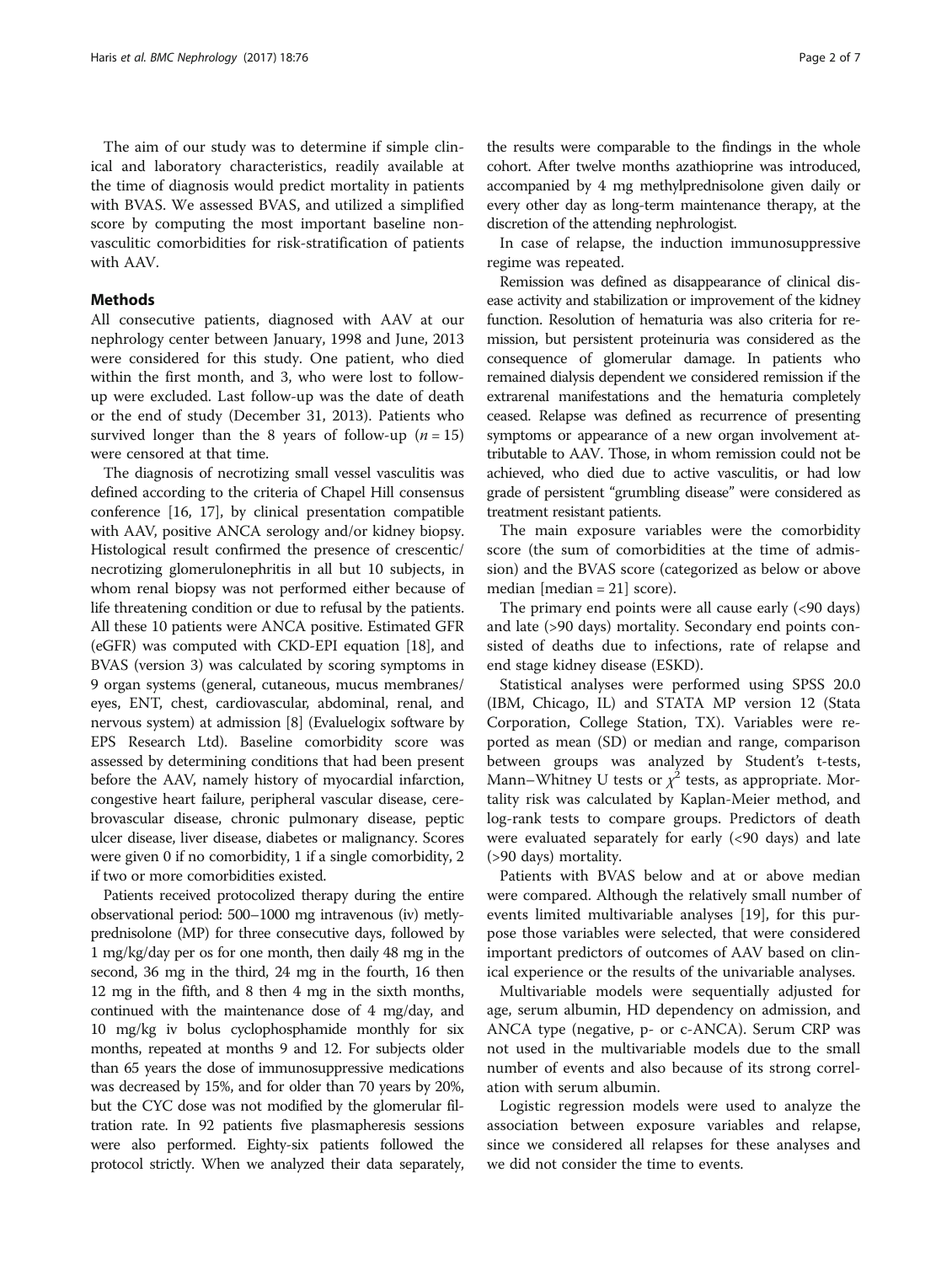The aim of our study was to determine if simple clinical and laboratory characteristics, readily available at the time of diagnosis would predict mortality in patients with BVAS. We assessed BVAS, and utilized a simplified score by computing the most important baseline non-vasculitic comorbidities for risk-stratification of patients with AAV.

## Methods

All consecutive patients, diagnosed with AAV at our nephrology center between January, 1998 and June, 2013 were considered for this study. One patient, who died within the first month, and 3, who were lost to follow-up were excluded. Last follow-up was the date of death or the end of study (December 31, 2013). Patients who survived longer than the 8 years of follow-up ($n = 15$) were censored at that time.

The diagnosis of necrotizing small vessel vasculitis was defined according to the criteria of Chapel Hill consensus conference [16, 17], by clinical presentation compatible with AAV, positive ANCA serology and/or kidney biopsy. Histological result confirmed the presence of crescentic/necrotizing glomerulonephritis in all but 10 subjects, in whom renal biopsy was not performed either because of life threatening condition or due to refusal by the patients. All these 10 patients were ANCA positive. Estimated GFR (eGFR) was computed with CKD-EPI equation [18], and BVAS (version 3) was calculated by scoring symptoms in 9 organ systems (general, cutaneous, mucus membranes/eyes, ENT, chest, cardiovascular, abdominal, renal, and nervous system) at admission [8] (Evaluelogix software by EPS Research Ltd). Baseline comorbidity score was assessed by determining conditions that had been present before the AAV, namely history of myocardial infarction, congestive heart failure, peripheral vascular disease, cerebrovascular disease, chronic pulmonary disease, peptic ulcer disease, liver disease, diabetes or malignancy. Scores were given 0 if no comorbidity, 1 if a single comorbidity, 2 if two or more comorbidities existed.

Patients received protocolized therapy during the entire observational period: 500–1000 mg intravenous (iv) metlyprednisolone (MP) for three consecutive days, followed by 1 mg/kg/day per os for one month, then daily 48 mg in the second, 36 mg in the third, 24 mg in the fourth, 16 then 12 mg in the fifth, and 8 then 4 mg in the sixth months, continued with the maintenance dose of 4 mg/day, and 10 mg/kg iv bolus cyclophosphamide monthly for six months, repeated at months 9 and 12. For subjects older than 65 years the dose of immunosuppressive medications was decreased by 15%, and for older than 70 years by 20%, but the CYC dose was not modified by the glomerular filtration rate. In 92 patients five plasmapheresis sessions were also performed. Eighty-six patients followed the protocol strictly. When we analyzed their data separately, the results were comparable to the findings in the whole cohort. After twelve months azathioprine was introduced, accompanied by 4 mg methylprednisolone given daily or every other day as long-term maintenance therapy, at the discretion of the attending nephrologist.

In case of relapse, the induction immunosuppressive regime was repeated.

Remission was defined as disappearance of clinical disease activity and stabilization or improvement of the kidney function. Resolution of hematuria was also criteria for remission, but persistent proteinuria was considered as the consequence of glomerular damage. In patients who remained dialysis dependent we considered remission if the extrarenal manifestations and the hematuria completely ceased. Relapse was defined as recurrence of presenting symptoms or appearance of a new organ involvement attributable to AAV. Those, in whom remission could not be achieved, who died due to active vasculitis, or had low grade of persistent "grumbling disease" were considered as treatment resistant patients.

The main exposure variables were the comorbidity score (the sum of comorbidities at the time of admission) and the BVAS score (categorized as below or above median [median = 21] score).

The primary end points were all cause early (<90 days) and late (>90 days) mortality. Secondary end points consisted of deaths due to infections, rate of relapse and end stage kidney disease (ESKD).

Statistical analyses were performed using SPSS 20.0 (IBM, Chicago, IL) and STATA MP version 12 (Stata Corporation, College Station, TX). Variables were reported as mean (SD) or median and range, comparison between groups was analyzed by Student's t-tests, Mann–Whitney U tests or $\chi^2$ tests, as appropriate. Mortality risk was calculated by Kaplan-Meier method, and log-rank tests to compare groups. Predictors of death were evaluated separately for early (<90 days) and late (>90 days) mortality.

Patients with BVAS below and at or above median were compared. Although the relatively small number of events limited multivariable analyses [19], for this purpose those variables were selected, that were considered important predictors of outcomes of AAV based on clinical experience or the results of the univariable analyses.

Multivariable models were sequentially adjusted for age, serum albumin, HD dependency on admission, and ANCA type (negative, p- or c-ANCA). Serum CRP was not used in the multivariable models due to the small number of events and also because of its strong correlation with serum albumin.

Logistic regression models were used to analyze the association between exposure variables and relapse, since we considered all relapses for these analyses and we did not consider the time to events.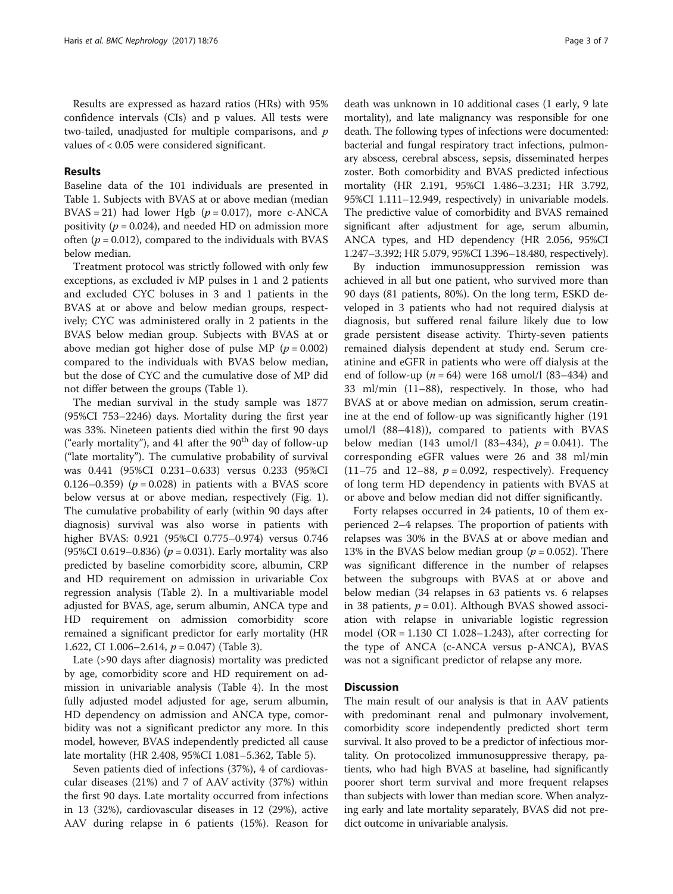Results are expressed as hazard ratios (HRs) with 95% confidence intervals (CIs) and p values. All tests were two-tailed, unadjusted for multiple comparisons, and *p* values of < 0.05 were considered significant.

## Results

Baseline data of the 101 individuals are presented in Table 1. Subjects with BVAS at or above median (median BVAS = 21) had lower Hgb ($p = 0.017$), more c-ANCA positivity ($p = 0.024$), and needed HD on admission more often ($p = 0.012$), compared to the individuals with BVAS below median.

Treatment protocol was strictly followed with only few exceptions, as excluded iv MP pulses in 1 and 2 patients and excluded CYC boluses in 3 and 1 patients in the BVAS at or above and below median groups, respectively; CYC was administered orally in 2 patients in the BVAS below median group. Subjects with BVAS at or above median got higher dose of pulse MP ($p = 0.002$) compared to the individuals with BVAS below median, but the dose of CYC and the cumulative dose of MP did not differ between the groups (Table 1).

The median survival in the study sample was 1877 (95%CI 753–2246) days. Mortality during the first year was 33%. Nineteen patients died within the first 90 days ("early mortality"), and 41 after the 90th day of follow-up ("late mortality"). The cumulative probability of survival was 0.441 (95%CI 0.231–0.633) versus 0.233 (95%CI 0.126–0.359) ($p = 0.028$) in patients with a BVAS score below versus at or above median, respectively (Fig. 1). The cumulative probability of early (within 90 days after diagnosis) survival was also worse in patients with higher BVAS: 0.921 (95%CI 0.775–0.974) versus 0.746 (95%CI 0.619–0.836) ($p = 0.031$). Early mortality was also predicted by baseline comorbidity score, albumin, CRP and HD requirement on admission in urivariable Cox regression analysis (Table 2). In a multivariable model adjusted for BVAS, age, serum albumin, ANCA type and HD requirement on admission comorbidity score remained a significant predictor for early mortality (HR 1.622, CI 1.006–2.614, $p = 0.047$) (Table 3).

Late (>90 days after diagnosis) mortality was predicted by age, comorbidity score and HD requirement on admission in univariable analysis (Table 4). In the most fully adjusted model adjusted for age, serum albumin, HD dependency on admission and ANCA type, comorbidity was not a significant predictor any more. In this model, however, BVAS independently predicted all cause late mortality (HR 2.408, 95%CI 1.081–5.362, Table 5).

Seven patients died of infections (37%), 4 of cardiovascular diseases (21%) and 7 of AAV activity (37%) within the first 90 days. Late mortality occurred from infections in 13 (32%), cardiovascular diseases in 12 (29%), active AAV during relapse in 6 patients (15%). Reason for death was unknown in 10 additional cases (1 early, 9 late mortality), and late malignancy was responsible for one death. The following types of infections were documented: bacterial and fungal respiratory tract infections, pulmonary abscess, cerebral abscess, sepsis, disseminated herpes zoster. Both comorbidity and BVAS predicted infectious mortality (HR 2.191, 95%CI 1.486–3.231; HR 3.792, 95%CI 1.111–12.949, respectively) in univariable models. The predictive value of comorbidity and BVAS remained significant after adjustment for age, serum albumin, ANCA types, and HD dependency (HR 2.056, 95%CI 1.247–3.392; HR 5.079, 95%CI 1.396–18.480, respectively).

By induction immunosuppression remission was achieved in all but one patient, who survived more than 90 days (81 patients, 80%). On the long term, ESKD developed in 3 patients who had not required dialysis at diagnosis, but suffered renal failure likely due to low grade persistent disease activity. Thirty-seven patients remained dialysis dependent at study end. Serum creatinine and eGFR in patients who were off dialysis at the end of follow-up ($n = 64$) were 168 umol/l (83–434) and 33 ml/min (11–88), respectively. In those, who had BVAS at or above median on admission, serum creatinine at the end of follow-up was significantly higher (191 umol/l (88–418)), compared to patients with BVAS below median (143 umol/l (83–434), $p = 0.041$). The corresponding eGFR values were 26 and 38 ml/min (11–75 and 12–88, $p = 0.092$, respectively). Frequency of long term HD dependency in patients with BVAS at or above and below median did not differ significantly.

Forty relapses occurred in 24 patients, 10 of them experienced 2–4 relapses. The proportion of patients with relapses was 30% in the BVAS at or above median and 13% in the BVAS below median group ($p = 0.052$). There was significant difference in the number of relapses between the subgroups with BVAS at or above and below median (34 relapses in 63 patients vs. 6 relapses in 38 patients, $p = 0.01$). Although BVAS showed association with relapse in univariable logistic regression model (OR = 1.130 CI 1.028–1.243), after correcting for the type of ANCA (c-ANCA versus p-ANCA), BVAS was not a significant predictor of relapse any more.

## Discussion

The main result of our analysis is that in AAV patients with predominant renal and pulmonary involvement, comorbidity score independently predicted short term survival. It also proved to be a predictor of infectious mortality. On protocolized immunosuppressive therapy, patients, who had high BVAS at baseline, had significantly poorer short term survival and more frequent relapses than subjects with lower than median score. When analyzing early and late mortality separately, BVAS did not predict outcome in univariable analysis.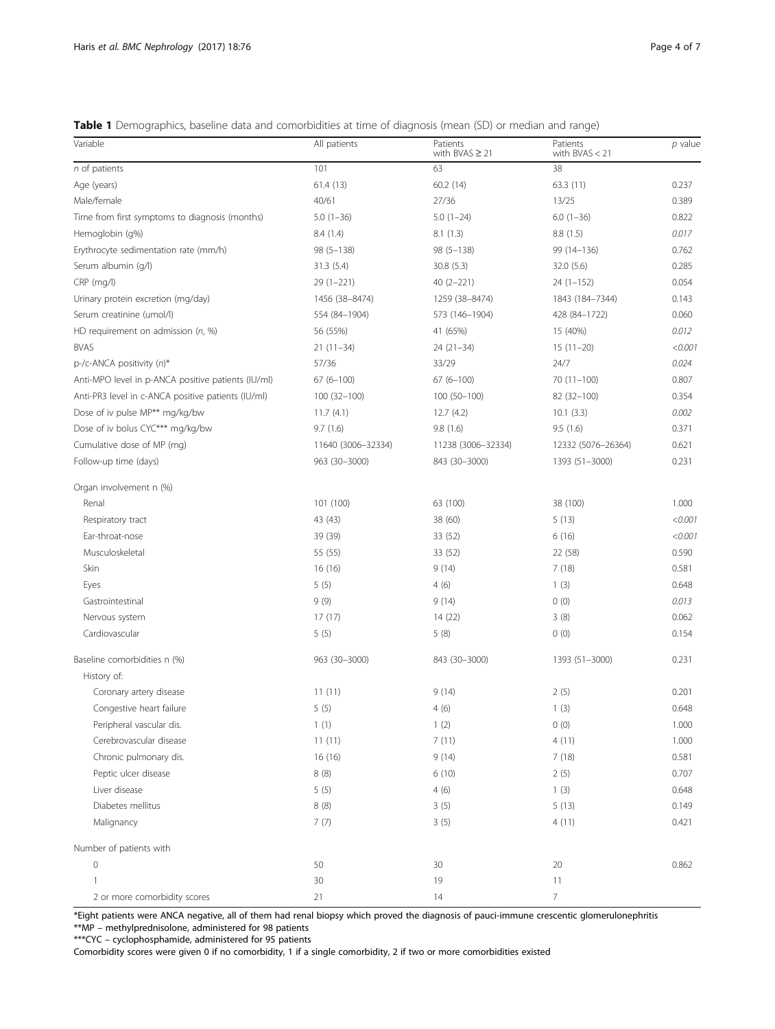**Table 1** Demographics, baseline data and comorbidities at time of diagnosis (mean (SD) or median and range)

| Variable | All patients | Patients with BVAS ≥ 21 | Patients with BVAS < 21 | *p* value |
|---|---|---|---|---|
| *n* of patients | 101 | 63 | 38 | |
| Age (years) | 61.4 (13) | 60.2 (14) | 63.3 (11) | 0.237 |
| Male/female | 40/61 | 27/36 | 13/25 | 0.389 |
| Time from first symptoms to diagnosis (months) | 5.0 (1–36) | 5.0 (1–24) | 6.0 (1–36) | 0.822 |
| Hemoglobin (g%) | 8.4 (1.4) | 8.1 (1.3) | 8.8 (1.5) | *0.017* |
| Erythrocyte sedimentation rate (mm/h) | 98 (5–138) | 98 (5–138) | 99 (14–136) | 0.762 |
| Serum albumin (g/l) | 31.3 (5.4) | 30.8 (5.3) | 32.0 (5.6) | 0.285 |
| CRP (mg/l) | 29 (1–221) | 40 (2–221) | 24 (1–152) | 0.054 |
| Urinary protein excretion (mg/day) | 1456 (38–8474) | 1259 (38–8474) | 1843 (184–7344) | 0.143 |
| Serum creatinine (umol/l) | 554 (84–1904) | 573 (146–1904) | 428 (84–1722) | 0.060 |
| HD requirement on admission (*n*, %) | 56 (55%) | 41 (65%) | 15 (40%) | *0.012* |
| BVAS | 21 (11–34) | 24 (21–34) | 15 (11–20) | *<0.001* |
| p-/c-ANCA positivity (*n*)* | 57/36 | 33/29 | 24/7 | *0.024* |
| Anti-MPO level in p-ANCA positive patients (IU/ml) | 67 (6–100) | 67 (6–100) | 70 (11–100) | 0.807 |
| Anti-PR3 level in c-ANCA positive patients (IU/ml) | 100 (32–100) | 100 (50–100) | 82 (32–100) | 0.354 |
| Dose of iv pulse MP** mg/kg/bw | 11.7 (4.1) | 12.7 (4.2) | 10.1 (3.3) | *0.002* |
| Dose of iv bolus CYC*** mg/kg/bw | 9.7 (1.6) | 9.8 (1.6) | 9.5 (1.6) | 0.371 |
| Cumulative dose of MP (mg) | 11640 (3006–32334) | 11238 (3006–32334) | 12332 (5076–26364) | 0.621 |
| Follow-up time (days) | 963 (30–3000) | 843 (30–3000) | 1393 (51–3000) | 0.231 |
| Organ involvement n (%) | | | | |
| Renal | 101 (100) | 63 (100) | 38 (100) | 1.000 |
| Respiratory tract | 43 (43) | 38 (60) | 5 (13) | *<0.001* |
| Ear-throat-nose | 39 (39) | 33 (52) | 6 (16) | *<0.001* |
| Musculoskeletal | 55 (55) | 33 (52) | 22 (58) | 0.590 |
| Skin | 16 (16) | 9 (14) | 7 (18) | 0.581 |
| Eyes | 5 (5) | 4 (6) | 1 (3) | 0.648 |
| Gastrointestinal | 9 (9) | 9 (14) | 0 (0) | *0.013* |
| Nervous system | 17 (17) | 14 (22) | 3 (8) | 0.062 |
| Cardiovascular | 5 (5) | 5 (8) | 0 (0) | 0.154 |
| Baseline comorbidities n (%) | 963 (30–3000) | 843 (30–3000) | 1393 (51–3000) | 0.231 |
| History of: | | | | |
| Coronary artery disease | 11 (11) | 9 (14) | 2 (5) | 0.201 |
| Congestive heart failure | 5 (5) | 4 (6) | 1 (3) | 0.648 |
| Peripheral vascular dis. | 1 (1) | 1 (2) | 0 (0) | 1.000 |
| Cerebrovascular disease | 11 (11) | 7 (11) | 4 (11) | 1.000 |
| Chronic pulmonary dis. | 16 (16) | 9 (14) | 7 (18) | 0.581 |
| Peptic ulcer disease | 8 (8) | 6 (10) | 2 (5) | 0.707 |
| Liver disease | 5 (5) | 4 (6) | 1 (3) | 0.648 |
| Diabetes mellitus | 8 (8) | 3 (5) | 5 (13) | 0.149 |
| Malignancy | 7 (7) | 3 (5) | 4 (11) | 0.421 |
| Number of patients with | | | | |
| 0 | 50 | 30 | 20 | 0.862 |
| 1 | 30 | 19 | 11 | |
| 2 or more comorbidity scores | 21 | 14 | 7 | |

*Eight patients were ANCA negative, all of them had renal biopsy which proved the diagnosis of pauci-immune crescentic glomerulonephritis

**MP – methylprednisolone, administered for 98 patients

***CYC – cyclophosphamide, administered for 95 patients

Comorbidity scores were given 0 if no comorbidity, 1 if a single comorbidity, 2 if two or more comorbidities existed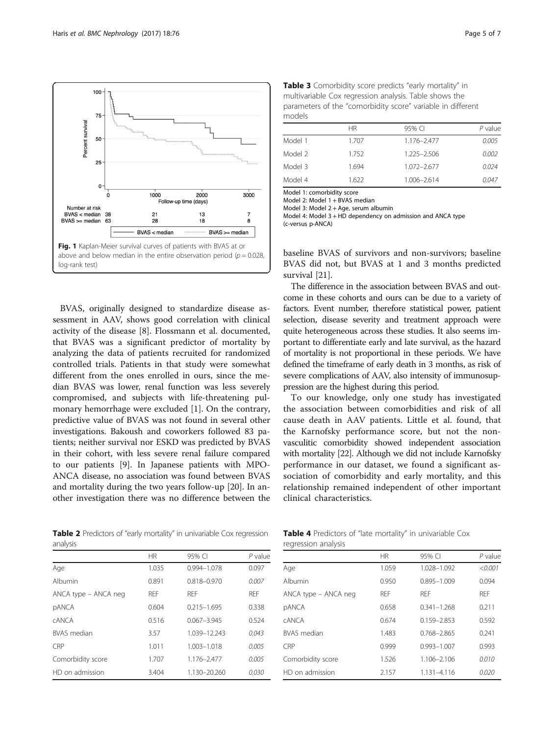Number at risk

| | 0 | 1000 | 2000 | 3000 |
|---|---|---|---|---|
| BVAS < median | 38 | 21 | 13 | 7 |
| BVAS >= median | 63 | 28 | 18 | 8 |

**Fig. 1** Kaplan-Meier survival curves of patients with BVAS at or above and below median in the entire observation period ($p = 0.028$, log-rank test)

BVAS, originally designed to standardize disease assessment in AAV, shows good correlation with clinical activity of the disease [8]. Flossmann et al. documented, that BVAS was a significant predictor of mortality by analyzing the data of patients recruited for randomized controlled trials. Patients in that study were somewhat different from the ones enrolled in ours, since the median BVAS was lower, renal function was less severely compromised, and subjects with life-threatening pulmonary hemorrhage were excluded [1]. On the contrary, predictive value of BVAS was not found in several other investigations. Bakoush and coworkers followed 83 patients; neither survival nor ESKD was predicted by BVAS in their cohort, with less severe renal failure compared to our patients [9]. In Japanese patients with MPO-ANCA disease, no association was found between BVAS and mortality during the two years follow-up [20]. In another investigation there was no difference between the baseline BVAS of survivors and non-survivors; baseline BVAS did not, but BVAS at 1 and 3 months predicted survival [21].

The difference in the association between BVAS and outcome in these cohorts and ours can be due to a variety of factors. Event number, therefore statistical power, patient selection, disease severity and treatment approach were quite heterogeneous across these studies. It also seems important to differentiate early and late survival, as the hazard of mortality is not proportional in these periods. We have defined the timeframe of early death in 3 months, as risk of severe complications of AAV, also intensity of immunosuppression are the highest during this period.

To our knowledge, only one study has investigated the association between comorbidities and risk of all cause death in AAV patients. Little et al. found, that the Karnofsky performance score, but not the non-vasculitic comorbidity showed independent association with mortality [22]. Although we did not include Karnofsky performance in our dataset, we found a significant association of comorbidity and early mortality, and this relationship remained independent of other important clinical characteristics.

**Table 2** Predictors of "early mortality" in univariable Cox regression analysis

| | HR | 95% CI | *P* value |
|---|---|---|---|
| Age | 1.035 | 0.994–1.078 | 0.097 |
| Albumin | 0.891 | 0.818–0.970 | *0.007* |
| ANCA type – ANCA neg | REF | REF | REF |
| pANCA | 0.604 | 0.215–1.695 | 0.338 |
| cANCA | 0.516 | 0.067–3.945 | 0.524 |
| BVAS median | 3.57 | 1.039–12.243 | *0.043* |
| CRP | 1.011 | 1.003–1.018 | *0.005* |
| Comorbidity score | 1.707 | 1.176–2.477 | *0.005* |
| HD on admission | 3.404 | 1.130–20.260 | *0.030* |

**Table 3** Comorbidity score predicts "early mortality" in multivariable Cox regression analysis. Table shows the parameters of the "comorbidity score" variable in different models

| | HR | 95% CI | *P* value |
|---|---|---|---|
| Model 1 | 1.707 | 1.176–2.477 | *0.005* |
| Model 2 | 1.752 | 1.225–2.506 | *0.002* |
| Model 3 | 1.694 | 1.072–2.677 | *0.024* |
| Model 4 | 1.622 | 1.006–2.614 | *0.047* |

Model 1: comorbidity score
Model 2: Model 1 + BVAS median
Model 3: Model 2 + Age, serum albumin
Model 4: Model 3 + HD dependency on admission and ANCA type (c-versus p-ANCA)

**Table 4** Predictors of "late mortality" in univariable Cox regression analysis

| | HR | 95% CI | *P* value |
|---|---|---|---|
| Age | 1.059 | 1.028–1.092 | *<0.001* |
| Albumin | 0.950 | 0.895–1.009 | 0.094 |
| ANCA type – ANCA neg | REF | REF | REF |
| pANCA | 0.658 | 0.341–1.268 | 0.211 |
| cANCA | 0.674 | 0.159–2.853 | 0.592 |
| BVAS median | 1.483 | 0.768–2.865 | 0.241 |
| CRP | 0.999 | 0.993–1.007 | 0.993 |
| Comorbidity score | 1.526 | 1.106–2.106 | *0.010* |
| HD on admission | 2.157 | 1.131–4.116 | *0.020* |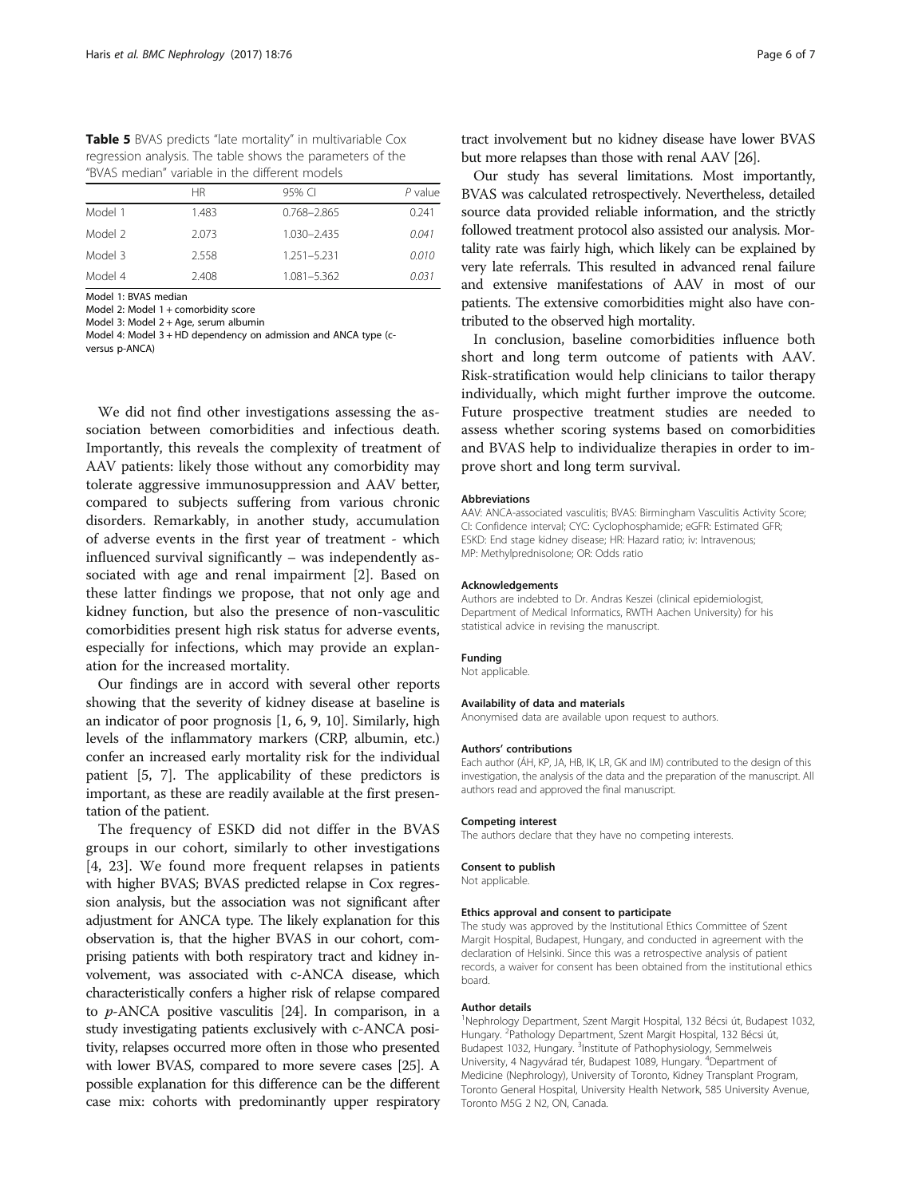**Table 5** BVAS predicts "late mortality" in multivariable Cox regression analysis. The table shows the parameters of the "BVAS median" variable in the different models

| | HR | 95% CI | *P* value |
|---|---|---|---|
| Model 1 | 1.483 | 0.768–2.865 | 0.241 |
| Model 2 | 2.073 | 1.030–2.435 | *0.041* |
| Model 3 | 2.558 | 1.251–5.231 | *0.010* |
| Model 4 | 2.408 | 1.081–5.362 | *0.031* |

Model 1: BVAS median
Model 2: Model 1 + comorbidity score
Model 3: Model 2 + Age, serum albumin
Model 4: Model 3 + HD dependency on admission and ANCA type (c- versus p-ANCA)

We did not find other investigations assessing the association between comorbidities and infectious death. Importantly, this reveals the complexity of treatment of AAV patients: likely those without any comorbidity may tolerate aggressive immunosuppression and AAV better, compared to subjects suffering from various chronic disorders. Remarkably, in another study, accumulation of adverse events in the first year of treatment - which influenced survival significantly – was independently associated with age and renal impairment [2]. Based on these latter findings we propose, that not only age and kidney function, but also the presence of non-vasculitic comorbidities present high risk status for adverse events, especially for infections, which may provide an explanation for the increased mortality.

Our findings are in accord with several other reports showing that the severity of kidney disease at baseline is an indicator of poor prognosis [1, 6, 9, 10]. Similarly, high levels of the inflammatory markers (CRP, albumin, etc.) confer an increased early mortality risk for the individual patient [5, 7]. The applicability of these predictors is important, as these are readily available at the first presentation of the patient.

The frequency of ESKD did not differ in the BVAS groups in our cohort, similarly to other investigations [4, 23]. We found more frequent relapses in patients with higher BVAS; BVAS predicted relapse in Cox regression analysis, but the association was not significant after adjustment for ANCA type. The likely explanation for this observation is, that the higher BVAS in our cohort, comprising patients with both respiratory tract and kidney involvement, was associated with c-ANCA disease, which characteristically confers a higher risk of relapse compared to *p*-ANCA positive vasculitis [24]. In comparison, in a study investigating patients exclusively with c-ANCA positivity, relapses occurred more often in those who presented with lower BVAS, compared to more severe cases [25]. A possible explanation for this difference can be the different case mix: cohorts with predominantly upper respiratory tract involvement but no kidney disease have lower BVAS but more relapses than those with renal AAV [26].

Our study has several limitations. Most importantly, BVAS was calculated retrospectively. Nevertheless, detailed source data provided reliable information, and the strictly followed treatment protocol also assisted our analysis. Mortality rate was fairly high, which likely can be explained by very late referrals. This resulted in advanced renal failure and extensive manifestations of AAV in most of our patients. The extensive comorbidities might also have contributed to the observed high mortality.

In conclusion, baseline comorbidities influence both short and long term outcome of patients with AAV. Risk-stratification would help clinicians to tailor therapy individually, which might further improve the outcome. Future prospective treatment studies are needed to assess whether scoring systems based on comorbidities and BVAS help to individualize therapies in order to improve short and long term survival.

#### Abbreviations

AAV: ANCA-associated vasculitis; BVAS: Birmingham Vasculitis Activity Score; CI: Confidence interval; CYC: Cyclophosphamide; eGFR: Estimated GFR; ESKD: End stage kidney disease; HR: Hazard ratio; iv: Intravenous; MP: Methylprednisolone; OR: Odds ratio

#### Acknowledgements

Authors are indebted to Dr. Andras Keszei (clinical epidemiologist, Department of Medical Informatics, RWTH Aachen University) for his statistical advice in revising the manuscript.

#### Funding

Not applicable.

#### Availability of data and materials

Anonymised data are available upon request to authors.

#### Authors' contributions

Each author (ÁH, KP, JA, HB, IK, LR, GK and IM) contributed to the design of this investigation, the analysis of the data and the preparation of the manuscript. All authors read and approved the final manuscript.

#### Competing interest

The authors declare that they have no competing interests.

#### Consent to publish

Not applicable.

#### Ethics approval and consent to participate

The study was approved by the Institutional Ethics Committee of Szent Margit Hospital, Budapest, Hungary, and conducted in agreement with the declaration of Helsinki. Since this was a retrospective analysis of patient records, a waiver for consent has been obtained from the institutional ethics board.

#### Author details

[1]Nephrology Department, Szent Margit Hospital, 132 Bécsi út, Budapest 1032, Hungary. [2]Pathology Department, Szent Margit Hospital, 132 Bécsi út, Budapest 1032, Hungary. [3]Institute of Pathophysiology, Semmelweis University, 4 Nagyvárad tér, Budapest 1089, Hungary. [4]Department of Medicine (Nephrology), University of Toronto, Kidney Transplant Program, Toronto General Hospital, University Health Network, 585 University Avenue, Toronto M5G 2 N2, ON, Canada.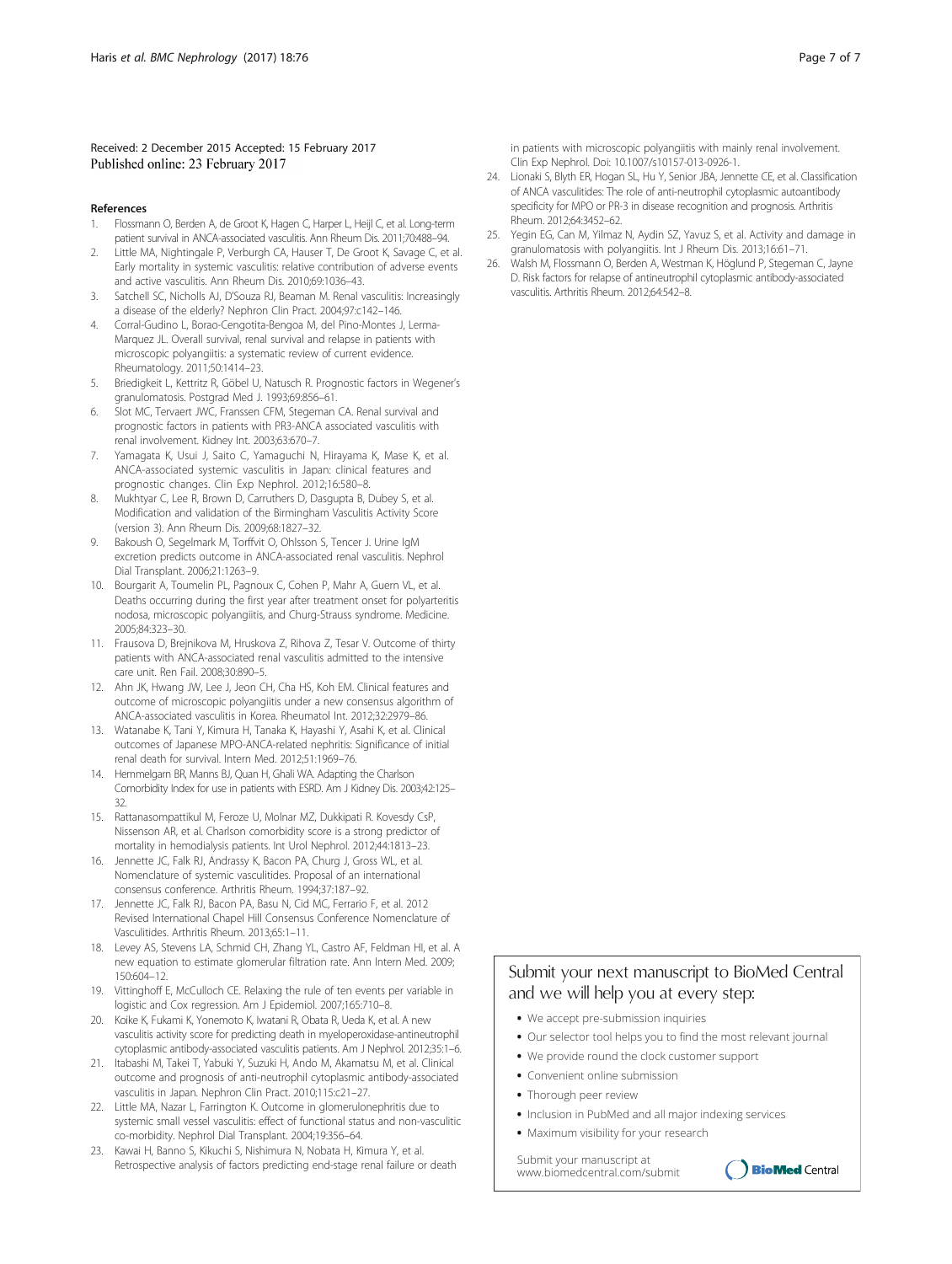Received: 2 December 2015 Accepted: 15 February 2017
Published online: 23 February 2017

## References

1. Flossmann O, Berden A, de Groot K, Hagen C, Harper L, Heijl C, et al. Long-term patient survival in ANCA-associated vasculitis. Ann Rheum Dis. 2011;70:488–94.
2. Little MA, Nightingale P, Verburgh CA, Hauser T, De Groot K, Savage C, et al. Early mortality in systemic vasculitis: relative contribution of adverse events and active vasculitis. Ann Rheum Dis. 2010;69:1036–43.
3. Satchell SC, Nicholls AJ, D'Souza RJ, Beaman M. Renal vasculitis: Increasingly a disease of the elderly? Nephron Clin Pract. 2004;97:c142–146.
4. Corral-Gudino L, Borao-Cengotita-Bengoa M, del Pino-Montes J, Lerma-Marquez JL. Overall survival, renal survival and relapse in patients with microscopic polyangiitis: a systematic review of current evidence. Rheumatology. 2011;50:1414–23.
5. Briedigkeit L, Kettritz R, Göbel U, Natusch R. Prognostic factors in Wegener's granulomatosis. Postgrad Med J. 1993;69:856–61.
6. Slot MC, Tervaert JWC, Franssen CFM, Stegeman CA. Renal survival and prognostic factors in patients with PR3-ANCA associated vasculitis with renal involvement. Kidney Int. 2003;63:670–7.
7. Yamagata K, Usui J, Saito C, Yamaguchi N, Hirayama K, Mase K, et al. ANCA-associated systemic vasculitis in Japan: clinical features and prognostic changes. Clin Exp Nephrol. 2012;16:580–8.
8. Mukhtyar C, Lee R, Brown D, Carruthers D, Dasgupta B, Dubey S, et al. Modification and validation of the Birmingham Vasculitis Activity Score (version 3). Ann Rheum Dis. 2009;68:1827–32.
9. Bakoush O, Segelmark M, Torffvit O, Ohlsson S, Tencer J. Urine IgM excretion predicts outcome in ANCA-associated renal vasculitis. Nephrol Dial Transplant. 2006;21:1263–9.
10. Bourgarit A, Toumelin PL, Pagnoux C, Cohen P, Mahr A, Guern VL, et al. Deaths occurring during the first year after treatment onset for polyarteritis nodosa, microscopic polyangiitis, and Churg-Strauss syndrome. Medicine. 2005;84:323–30.
11. Frausova D, Brejnikova M, Hruskova Z, Rihova Z, Tesar V. Outcome of thirty patients with ANCA-associated renal vasculitis admitted to the intensive care unit. Ren Fail. 2008;30:890–5.
12. Ahn JK, Hwang JW, Lee J, Jeon CH, Cha HS, Koh EM. Clinical features and outcome of microscopic polyangiitis under a new consensus algorithm of ANCA-associated vasculitis in Korea. Rheumatol Int. 2012;32:2979–86.
13. Watanabe K, Tani Y, Kimura H, Tanaka K, Hayashi Y, Asahi K, et al. Clinical outcomes of Japanese MPO-ANCA-related nephritis: Significance of initial renal death for survival. Intern Med. 2012;51:1969–76.
14. Hemmelgarn BR, Manns BJ, Quan H, Ghali WA. Adapting the Charlson Comorbidity Index for use in patients with ESRD. Am J Kidney Dis. 2003;42:125–32.
15. Rattanasompattikul M, Feroze U, Molnar MZ, Dukkipati R. Kovesdy CsP, Nissenson AR, et al. Charlson comorbidity score is a strong predictor of mortality in hemodialysis patients. Int Urol Nephrol. 2012;44:1813–23.
16. Jennette JC, Falk RJ, Andrassy K, Bacon PA, Churg J, Gross WL, et al. Nomenclature of systemic vasculitides. Proposal of an international consensus conference. Arthritis Rheum. 1994;37:187–92.
17. Jennette JC, Falk RJ, Bacon PA, Basu N, Cid MC, Ferrario F, et al. 2012 Revised International Chapel Hill Consensus Conference Nomenclature of Vasculitides. Arthritis Rheum. 2013;65:1–11.
18. Levey AS, Stevens LA, Schmid CH, Zhang YL, Castro AF, Feldman HI, et al. A new equation to estimate glomerular filtration rate. Ann Intern Med. 2009; 150:604–12.
19. Vittinghoff E, McCulloch CE. Relaxing the rule of ten events per variable in logistic and Cox regression. Am J Epidemiol. 2007;165:710–8.
20. Koike K, Fukami K, Yonemoto K, Iwatani R, Obata R, Ueda K, et al. A new vasculitis activity score for predicting death in myeloperoxidase-antineutrophil cytoplasmic antibody-associated vasculitis patients. Am J Nephrol. 2012;35:1–6.
21. Itabashi M, Takei T, Yabuki Y, Suzuki H, Ando M, Akamatsu M, et al. Clinical outcome and prognosis of anti-neutrophil cytoplasmic antibody-associated vasculitis in Japan. Nephron Clin Pract. 2010;115:c21–27.
22. Little MA, Nazar L, Farrington K. Outcome in glomerulonephritis due to systemic small vessel vasculitis: effect of functional status and non-vasculitic co-morbidity. Nephrol Dial Transplant. 2004;19:356–64.
23. Kawai H, Banno S, Kikuchi S, Nishimura N, Nobata H, Kimura Y, et al. Retrospective analysis of factors predicting end-stage renal failure or death in patients with microscopic polyangiitis with mainly renal involvement. Clin Exp Nephrol. Doi: 10.1007/s10157-013-0926-1.
24. Lionaki S, Blyth ER, Hogan SL, Hu Y, Senior JBA, Jennette CE, et al. Classification of ANCA vasculitides: The role of anti-neutrophil cytoplasmic autoantibody specificity for MPO or PR-3 in disease recognition and prognosis. Arthritis Rheum. 2012;64:3452–62.
25. Yegin EG, Can M, Yilmaz N, Aydin SZ, Yavuz S, et al. Activity and damage in granulomatosis with polyangiitis. Int J Rheum Dis. 2013;16:61–71.
26. Walsh M, Flossmann O, Berden A, Westman K, Höglund P, Stegeman C, Jayne D. Risk factors for relapse of antineutrophil cytoplasmic antibody-associated vasculitis. Arthritis Rheum. 2012;64:542–8.

Submit your next manuscript to BioMed Central and we will help you at every step:

- We accept pre-submission inquiries
- Our selector tool helps you to find the most relevant journal
- We provide round the clock customer support
- Convenient online submission
- Thorough peer review
- Inclusion in PubMed and all major indexing services
- Maximum visibility for your research

Submit your manuscript at
www.biomedcentral.com/submit

BioMed Central